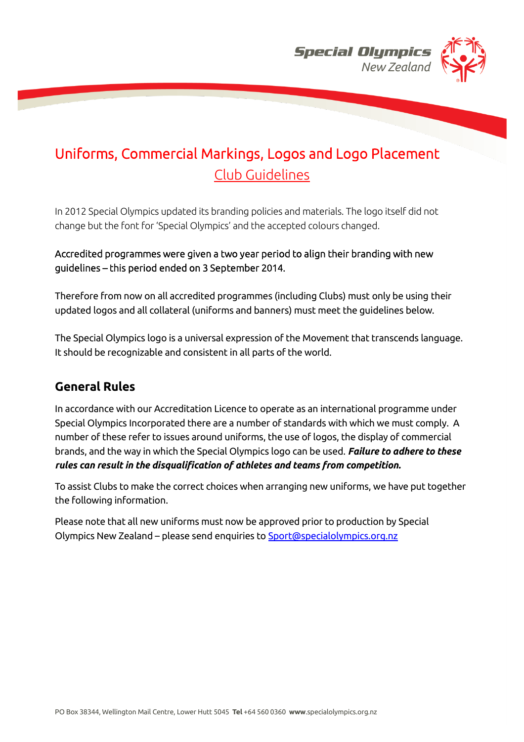# Uniforms, Commercial Markings, Logos and Logo Placement

## Club Guidelines

In 2012 Special Olympics updated its branding policies and materials. The logo itself did not change but the font for 'Special Olympics' and the accepted colours changed.

Accredited programmes were given a two year period to align their branding with new guidelines – this period ended on 3 September 2014.

Therefore from now on all accredited programmes (including Clubs) must only be using their updated logos and all collateral (uniforms and banners) must meet the guidelines below.

The Special Olympics logo is a universal expression of the Movement that transcends language. It should be recognizable and consistent in all parts of the world.

## General Rules

In accordance with our Accreditation Licence to operate as an international programme under Special Olympics Incorporated there are a number of standards with which we must comply. A number of these refer to issues around uniforms, the use of logos, the display of commercial brands, and the way in which the Special Olympics logo can be used. ***Failure to adhere to these rules can result in the disqualification of athletes and teams from competition.***

To assist Clubs to make the correct choices when arranging new uniforms, we have put together the following information.

Please note that all new uniforms must now be approved prior to production by Special Olympics New Zealand – please send enquiries to Sport@specialolympics.org.nz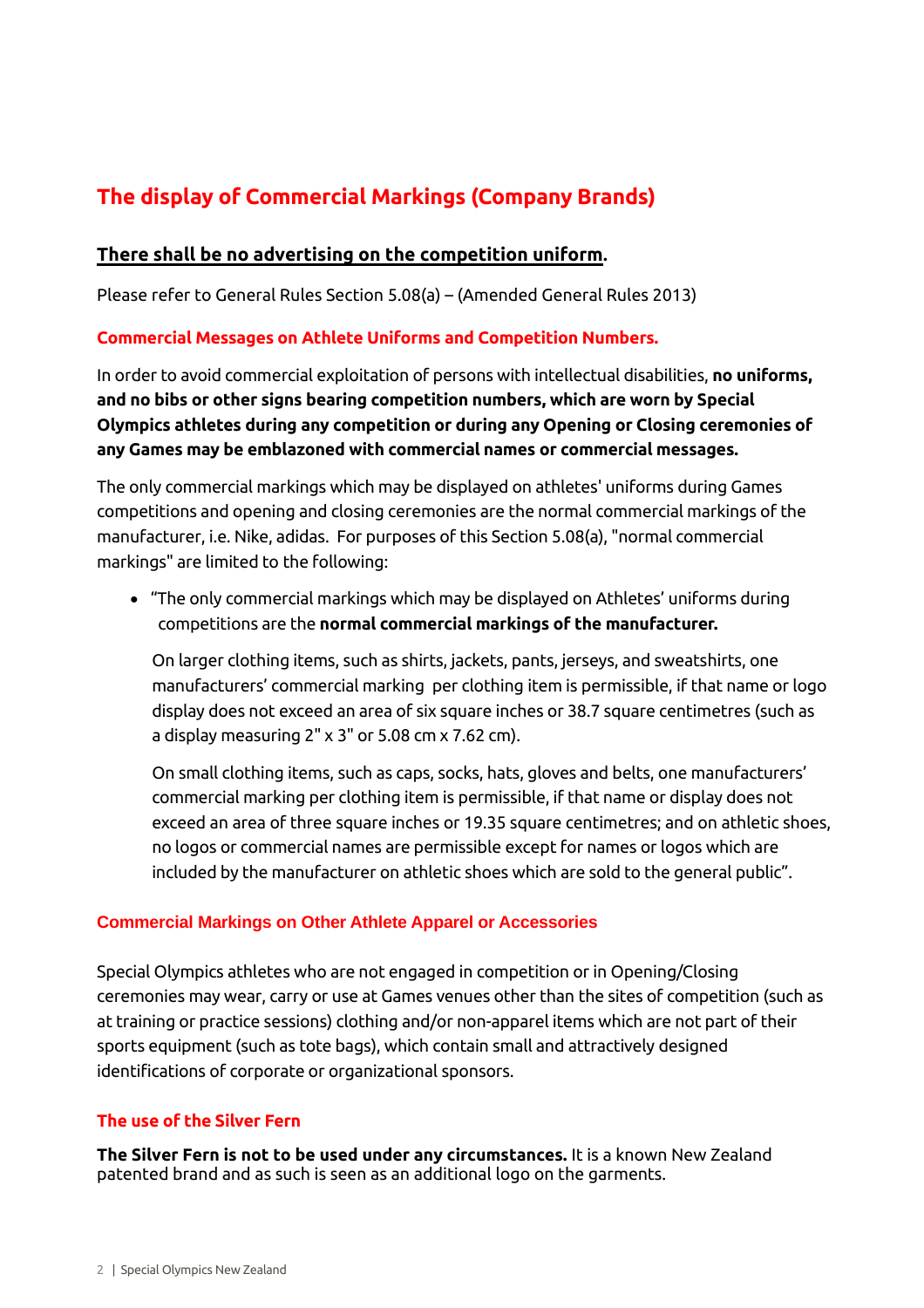## The display of Commercial Markings (Company Brands)

**There shall be no advertising on the competition uniform**.

Please refer to General Rules Section 5.08(a) – (Amended General Rules 2013)

### Commercial Messages on Athlete Uniforms and Competition Numbers.

In order to avoid commercial exploitation of persons with intellectual disabilities, **no uniforms, and no bibs or other signs bearing competition numbers, which are worn by Special Olympics athletes during any competition or during any Opening or Closing ceremonies of any Games may be emblazoned with commercial names or commercial messages.**

The only commercial markings which may be displayed on athletes' uniforms during Games competitions and opening and closing ceremonies are the normal commercial markings of the manufacturer, i.e. Nike, adidas. For purposes of this Section 5.08(a), "normal commercial markings" are limited to the following:

- "The only commercial markings which may be displayed on Athletes' uniforms during competitions are the **normal commercial markings of the manufacturer.**

  On larger clothing items, such as shirts, jackets, pants, jerseys, and sweatshirts, one manufacturers' commercial marking per clothing item is permissible, if that name or logo display does not exceed an area of six square inches or 38.7 square centimetres (such as a display measuring 2" x 3" or 5.08 cm x 7.62 cm).

  On small clothing items, such as caps, socks, hats, gloves and belts, one manufacturers' commercial marking per clothing item is permissible, if that name or display does not exceed an area of three square inches or 19.35 square centimetres; and on athletic shoes, no logos or commercial names are permissible except for names or logos which are included by the manufacturer on athletic shoes which are sold to the general public".

### Commercial Markings on Other Athlete Apparel or Accessories

Special Olympics athletes who are not engaged in competition or in Opening/Closing ceremonies may wear, carry or use at Games venues other than the sites of competition (such as at training or practice sessions) clothing and/or non-apparel items which are not part of their sports equipment (such as tote bags), which contain small and attractively designed identifications of corporate or organizational sponsors.

### The use of the Silver Fern

**The Silver Fern is not to be used under any circumstances.** It is a known New Zealand patented brand and as such is seen as an additional logo on the garments.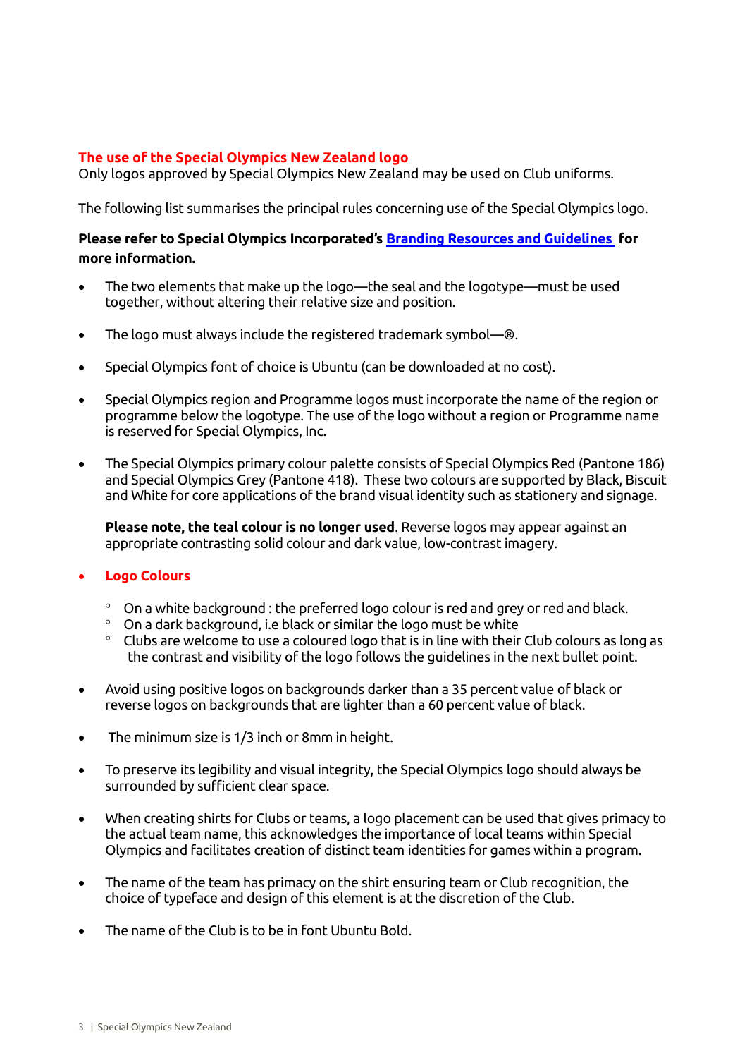## The use of the Special Olympics New Zealand logo

Only logos approved by Special Olympics New Zealand may be used on Club uniforms.

The following list summarises the principal rules concerning use of the Special Olympics logo.

**Please refer to Special Olympics Incorporated's [Branding Resources and Guidelines] for more information.**

- The two elements that make up the logo—the seal and the logotype—must be used together, without altering their relative size and position.
- The logo must always include the registered trademark symbol—®.
- Special Olympics font of choice is Ubuntu (can be downloaded at no cost).
- Special Olympics region and Programme logos must incorporate the name of the region or programme below the logotype. The use of the logo without a region or Programme name is reserved for Special Olympics, Inc.
- The Special Olympics primary colour palette consists of Special Olympics Red (Pantone 186) and Special Olympics Grey (Pantone 418). These two colours are supported by Black, Biscuit and White for core applications of the brand visual identity such as stationery and signage.

  **Please note, the teal colour is no longer used**. Reverse logos may appear against an appropriate contrasting solid colour and dark value, low-contrast imagery.

- **Logo Colours**
  - On a white background : the preferred logo colour is red and grey or red and black.
  - On a dark background, i.e black or similar the logo must be white
  - Clubs are welcome to use a coloured logo that is in line with their Club colours as long as the contrast and visibility of the logo follows the guidelines in the next bullet point.
- Avoid using positive logos on backgrounds darker than a 35 percent value of black or reverse logos on backgrounds that are lighter than a 60 percent value of black.
- The minimum size is 1/3 inch or 8mm in height.
- To preserve its legibility and visual integrity, the Special Olympics logo should always be surrounded by sufficient clear space.
- When creating shirts for Clubs or teams, a logo placement can be used that gives primacy to the actual team name, this acknowledges the importance of local teams within Special Olympics and facilitates creation of distinct team identities for games within a program.
- The name of the team has primacy on the shirt ensuring team or Club recognition, the choice of typeface and design of this element is at the discretion of the Club.
- The name of the Club is to be in font Ubuntu Bold.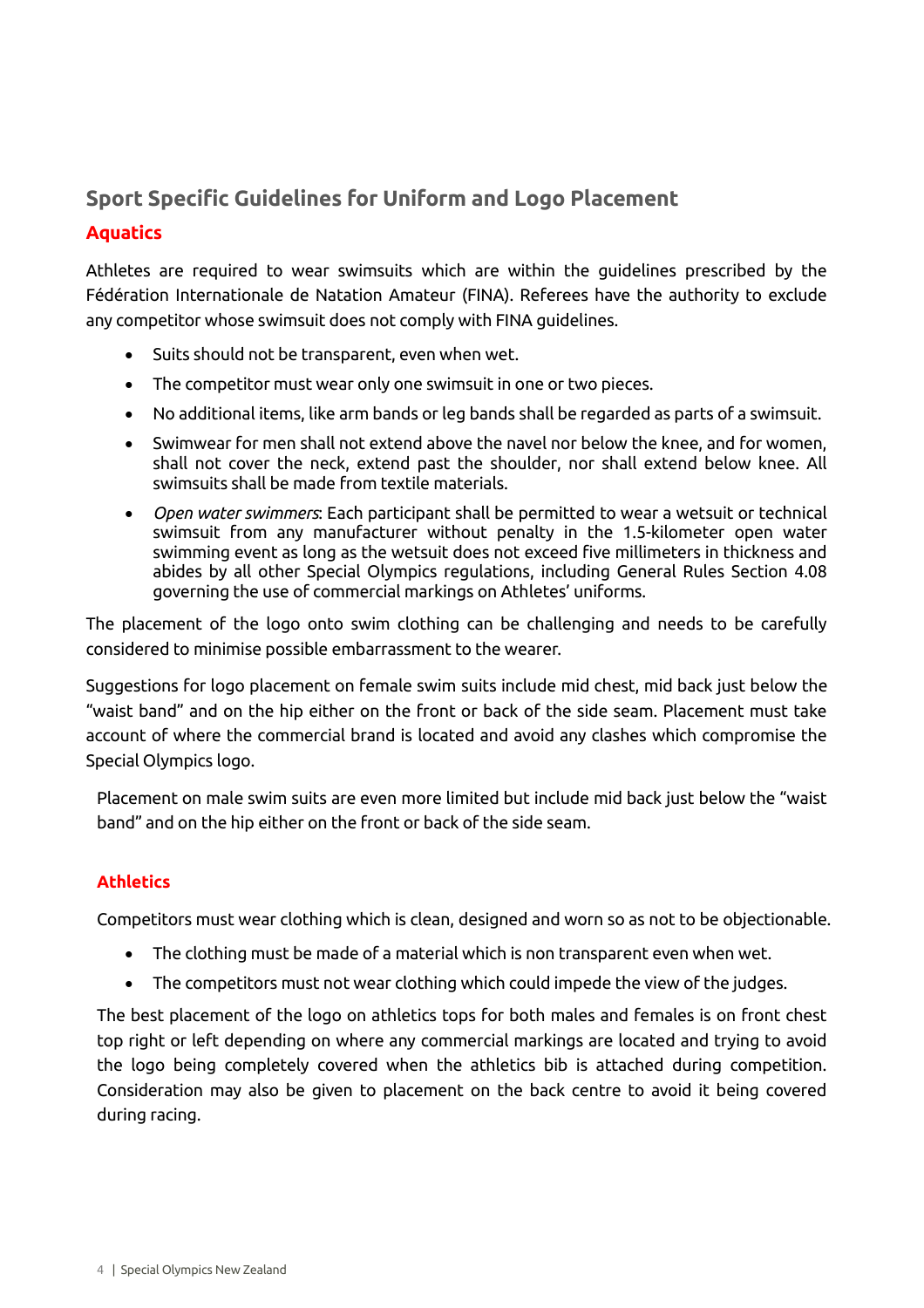## Sport Specific Guidelines for Uniform and Logo Placement

### Aquatics

Athletes are required to wear swimsuits which are within the guidelines prescribed by the Fédération Internationale de Natation Amateur (FINA). Referees have the authority to exclude any competitor whose swimsuit does not comply with FINA guidelines.

- Suits should not be transparent, even when wet.
- The competitor must wear only one swimsuit in one or two pieces.
- No additional items, like arm bands or leg bands shall be regarded as parts of a swimsuit.
- Swimwear for men shall not extend above the navel nor below the knee, and for women, shall not cover the neck, extend past the shoulder, nor shall extend below knee. All swimsuits shall be made from textile materials.
- *Open water swimmers*: Each participant shall be permitted to wear a wetsuit or technical swimsuit from any manufacturer without penalty in the 1.5-kilometer open water swimming event as long as the wetsuit does not exceed five millimeters in thickness and abides by all other Special Olympics regulations, including General Rules Section 4.08 governing the use of commercial markings on Athletes' uniforms.

The placement of the logo onto swim clothing can be challenging and needs to be carefully considered to minimise possible embarrassment to the wearer.

Suggestions for logo placement on female swim suits include mid chest, mid back just below the "waist band" and on the hip either on the front or back of the side seam. Placement must take account of where the commercial brand is located and avoid any clashes which compromise the Special Olympics logo.

Placement on male swim suits are even more limited but include mid back just below the "waist band" and on the hip either on the front or back of the side seam.

### Athletics

Competitors must wear clothing which is clean, designed and worn so as not to be objectionable.

- The clothing must be made of a material which is non transparent even when wet.
- The competitors must not wear clothing which could impede the view of the judges.

The best placement of the logo on athletics tops for both males and females is on front chest top right or left depending on where any commercial markings are located and trying to avoid the logo being completely covered when the athletics bib is attached during competition. Consideration may also be given to placement on the back centre to avoid it being covered during racing.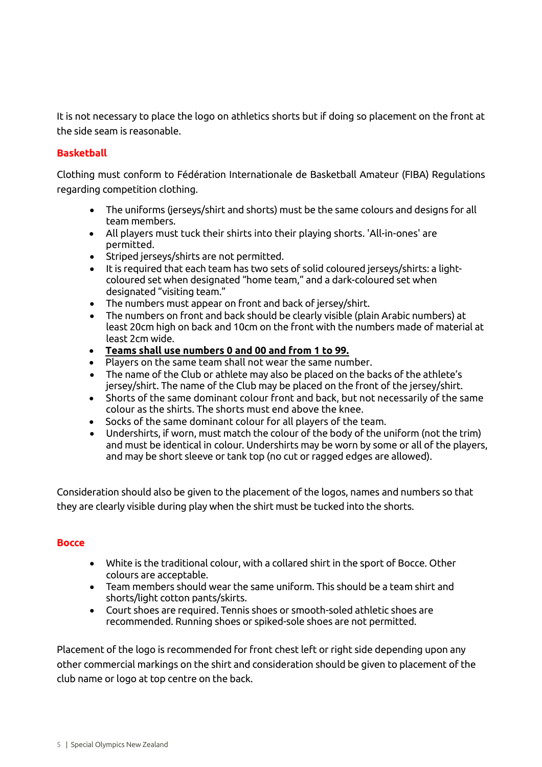It is not necessary to place the logo on athletics shorts but if doing so placement on the front at the side seam is reasonable.

## Basketball

Clothing must conform to Fédération Internationale de Basketball Amateur (FIBA) Regulations regarding competition clothing.

- The uniforms (jerseys/shirt and shorts) must be the same colours and designs for all team members.
- All players must tuck their shirts into their playing shorts. 'All-in-ones' are permitted.
- Striped jerseys/shirts are not permitted.
- It is required that each team has two sets of solid coloured jerseys/shirts: a light-coloured set when designated "home team," and a dark-coloured set when designated "visiting team."
- The numbers must appear on front and back of jersey/shirt.
- The numbers on front and back should be clearly visible (plain Arabic numbers) at least 20cm high on back and 10cm on the front with the numbers made of material at least 2cm wide.
- **Teams shall use numbers 0 and 00 and from 1 to 99.**
- Players on the same team shall not wear the same number.
- The name of the Club or athlete may also be placed on the backs of the athlete's jersey/shirt. The name of the Club may be placed on the front of the jersey/shirt.
- Shorts of the same dominant colour front and back, but not necessarily of the same colour as the shirts. The shorts must end above the knee.
- Socks of the same dominant colour for all players of the team.
- Undershirts, if worn, must match the colour of the body of the uniform (not the trim) and must be identical in colour. Undershirts may be worn by some or all of the players, and may be short sleeve or tank top (no cut or ragged edges are allowed).

Consideration should also be given to the placement of the logos, names and numbers so that they are clearly visible during play when the shirt must be tucked into the shorts.

## Bocce

- White is the traditional colour, with a collared shirt in the sport of Bocce. Other colours are acceptable.
- Team members should wear the same uniform. This should be a team shirt and shorts/light cotton pants/skirts.
- Court shoes are required. Tennis shoes or smooth-soled athletic shoes are recommended. Running shoes or spiked-sole shoes are not permitted.

Placement of the logo is recommended for front chest left or right side depending upon any other commercial markings on the shirt and consideration should be given to placement of the club name or logo at top centre on the back.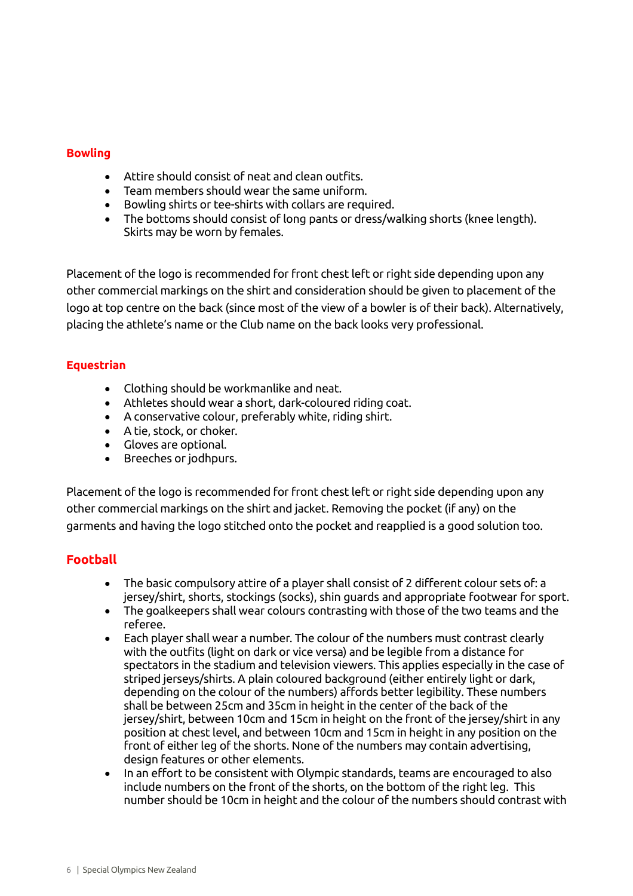## Bowling

- Attire should consist of neat and clean outfits.
- Team members should wear the same uniform.
- Bowling shirts or tee-shirts with collars are required.
- The bottoms should consist of long pants or dress/walking shorts (knee length). Skirts may be worn by females.

Placement of the logo is recommended for front chest left or right side depending upon any other commercial markings on the shirt and consideration should be given to placement of the logo at top centre on the back (since most of the view of a bowler is of their back). Alternatively, placing the athlete's name or the Club name on the back looks very professional.

## Equestrian

- Clothing should be workmanlike and neat.
- Athletes should wear a short, dark-coloured riding coat.
- A conservative colour, preferably white, riding shirt.
- A tie, stock, or choker.
- Gloves are optional.
- Breeches or jodhpurs.

Placement of the logo is recommended for front chest left or right side depending upon any other commercial markings on the shirt and jacket. Removing the pocket (if any) on the garments and having the logo stitched onto the pocket and reapplied is a good solution too.

## Football

- The basic compulsory attire of a player shall consist of 2 different colour sets of: a jersey/shirt, shorts, stockings (socks), shin guards and appropriate footwear for sport.
- The goalkeepers shall wear colours contrasting with those of the two teams and the referee.
- Each player shall wear a number. The colour of the numbers must contrast clearly with the outfits (light on dark or vice versa) and be legible from a distance for spectators in the stadium and television viewers. This applies especially in the case of striped jerseys/shirts. A plain coloured background (either entirely light or dark, depending on the colour of the numbers) affords better legibility. These numbers shall be between 25cm and 35cm in height in the center of the back of the jersey/shirt, between 10cm and 15cm in height on the front of the jersey/shirt in any position at chest level, and between 10cm and 15cm in height in any position on the front of either leg of the shorts. None of the numbers may contain advertising, design features or other elements.
- In an effort to be consistent with Olympic standards, teams are encouraged to also include numbers on the front of the shorts, on the bottom of the right leg. This number should be 10cm in height and the colour of the numbers should contrast with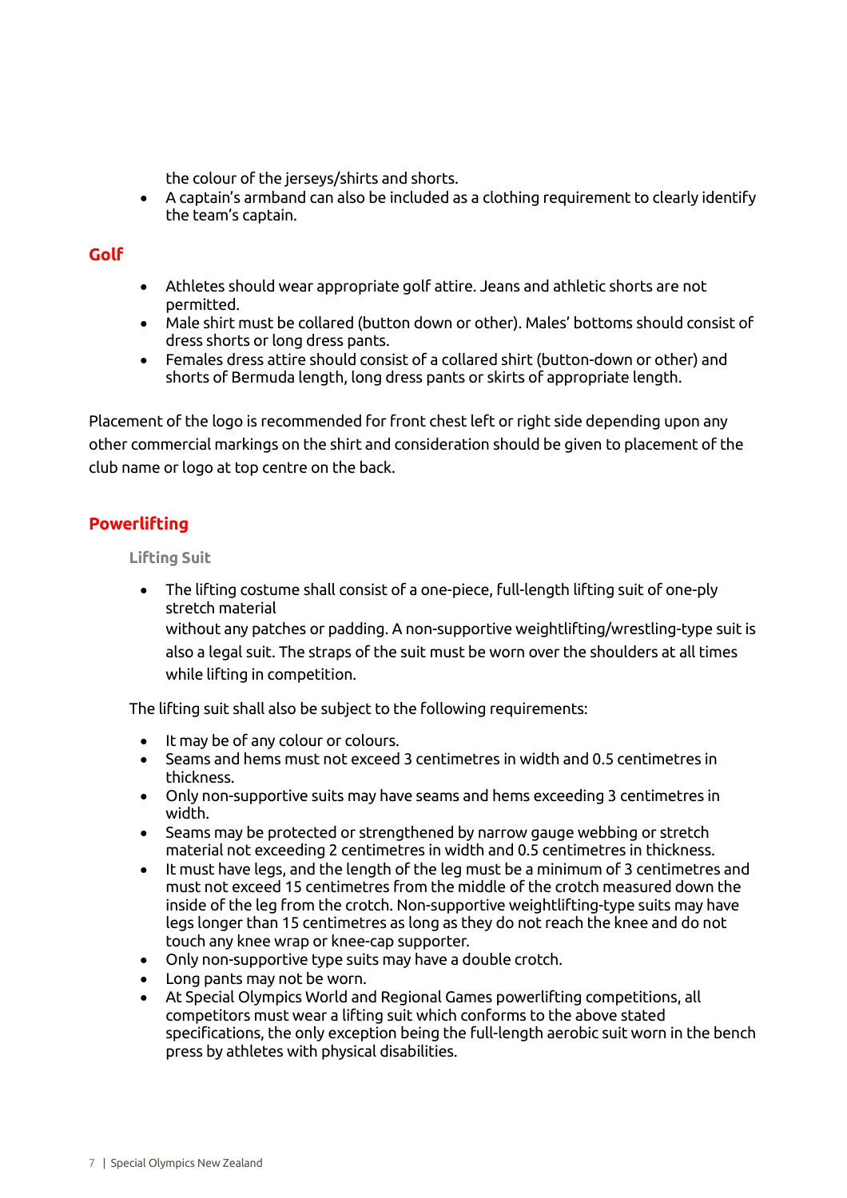the colour of the jerseys/shirts and shorts.

- A captain's armband can also be included as a clothing requirement to clearly identify the team's captain.

## Golf

- Athletes should wear appropriate golf attire. Jeans and athletic shorts are not permitted.
- Male shirt must be collared (button down or other). Males' bottoms should consist of dress shorts or long dress pants.
- Females dress attire should consist of a collared shirt (button-down or other) and shorts of Bermuda length, long dress pants or skirts of appropriate length.

Placement of the logo is recommended for front chest left or right side depending upon any other commercial markings on the shirt and consideration should be given to placement of the club name or logo at top centre on the back.

## Powerlifting

### Lifting Suit

- The lifting costume shall consist of a one-piece, full-length lifting suit of one-ply stretch material
  without any patches or padding. A non-supportive weightlifting/wrestling-type suit is also a legal suit. The straps of the suit must be worn over the shoulders at all times while lifting in competition.

The lifting suit shall also be subject to the following requirements:

- It may be of any colour or colours.
- Seams and hems must not exceed 3 centimetres in width and 0.5 centimetres in thickness.
- Only non-supportive suits may have seams and hems exceeding 3 centimetres in width.
- Seams may be protected or strengthened by narrow gauge webbing or stretch material not exceeding 2 centimetres in width and 0.5 centimetres in thickness.
- It must have legs, and the length of the leg must be a minimum of 3 centimetres and must not exceed 15 centimetres from the middle of the crotch measured down the inside of the leg from the crotch. Non-supportive weightlifting-type suits may have legs longer than 15 centimetres as long as they do not reach the knee and do not touch any knee wrap or knee-cap supporter.
- Only non-supportive type suits may have a double crotch.
- Long pants may not be worn.
- At Special Olympics World and Regional Games powerlifting competitions, all competitors must wear a lifting suit which conforms to the above stated specifications, the only exception being the full-length aerobic suit worn in the bench press by athletes with physical disabilities.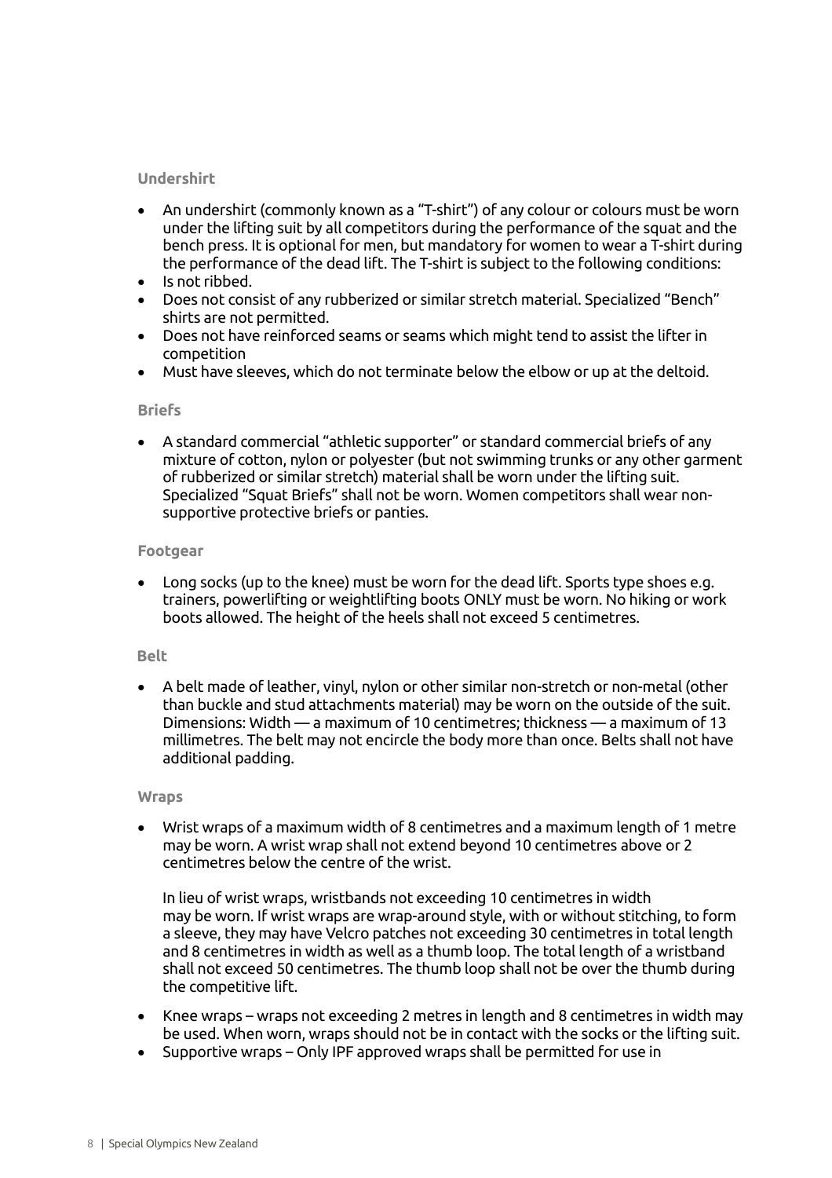### Undershirt

- An undershirt (commonly known as a "T-shirt") of any colour or colours must be worn under the lifting suit by all competitors during the performance of the squat and the bench press. It is optional for men, but mandatory for women to wear a T-shirt during the performance of the dead lift. The T-shirt is subject to the following conditions:
- Is not ribbed.
- Does not consist of any rubberized or similar stretch material. Specialized "Bench" shirts are not permitted.
- Does not have reinforced seams or seams which might tend to assist the lifter in competition
- Must have sleeves, which do not terminate below the elbow or up at the deltoid.

### Briefs

- A standard commercial "athletic supporter" or standard commercial briefs of any mixture of cotton, nylon or polyester (but not swimming trunks or any other garment of rubberized or similar stretch) material shall be worn under the lifting suit. Specialized "Squat Briefs" shall not be worn. Women competitors shall wear non-supportive protective briefs or panties.

### Footgear

- Long socks (up to the knee) must be worn for the dead lift. Sports type shoes e.g. trainers, powerlifting or weightlifting boots ONLY must be worn. No hiking or work boots allowed. The height of the heels shall not exceed 5 centimetres.

### Belt

- A belt made of leather, vinyl, nylon or other similar non-stretch or non-metal (other than buckle and stud attachments material) may be worn on the outside of the suit. Dimensions: Width — a maximum of 10 centimetres; thickness — a maximum of 13 millimetres. The belt may not encircle the body more than once. Belts shall not have additional padding.

### Wraps

- Wrist wraps of a maximum width of 8 centimetres and a maximum length of 1 metre may be worn. A wrist wrap shall not extend beyond 10 centimetres above or 2 centimetres below the centre of the wrist.

  In lieu of wrist wraps, wristbands not exceeding 10 centimetres in width may be worn. If wrist wraps are wrap-around style, with or without stitching, to form a sleeve, they may have Velcro patches not exceeding 30 centimetres in total length and 8 centimetres in width as well as a thumb loop. The total length of a wristband shall not exceed 50 centimetres. The thumb loop shall not be over the thumb during the competitive lift.

- Knee wraps – wraps not exceeding 2 metres in length and 8 centimetres in width may be used. When worn, wraps should not be in contact with the socks or the lifting suit.
- Supportive wraps – Only IPF approved wraps shall be permitted for use in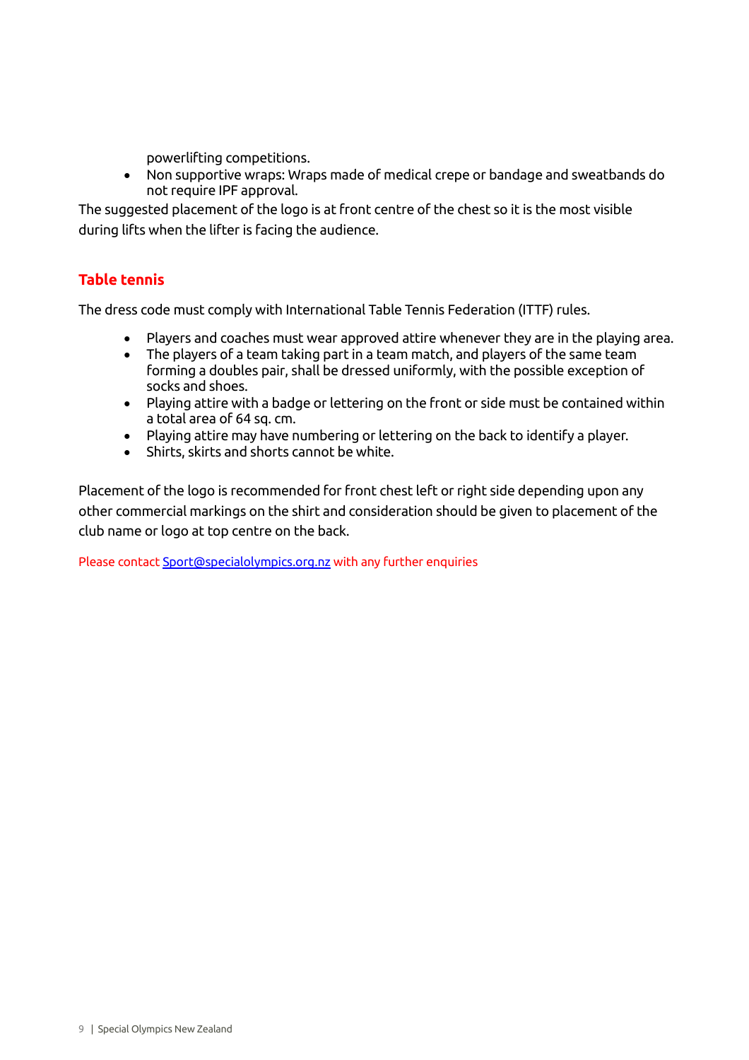powerlifting competitions.

- Non supportive wraps: Wraps made of medical crepe or bandage and sweatbands do not require IPF approval.

The suggested placement of the logo is at front centre of the chest so it is the most visible during lifts when the lifter is facing the audience.

## Table tennis

The dress code must comply with International Table Tennis Federation (ITTF) rules.

- Players and coaches must wear approved attire whenever they are in the playing area.
- The players of a team taking part in a team match, and players of the same team forming a doubles pair, shall be dressed uniformly, with the possible exception of socks and shoes.
- Playing attire with a badge or lettering on the front or side must be contained within a total area of 64 sq. cm.
- Playing attire may have numbering or lettering on the back to identify a player.
- Shirts, skirts and shorts cannot be white.

Placement of the logo is recommended for front chest left or right side depending upon any other commercial markings on the shirt and consideration should be given to placement of the club name or logo at top centre on the back.

Please contact Sport@specialolympics.org.nz with any further enquiries